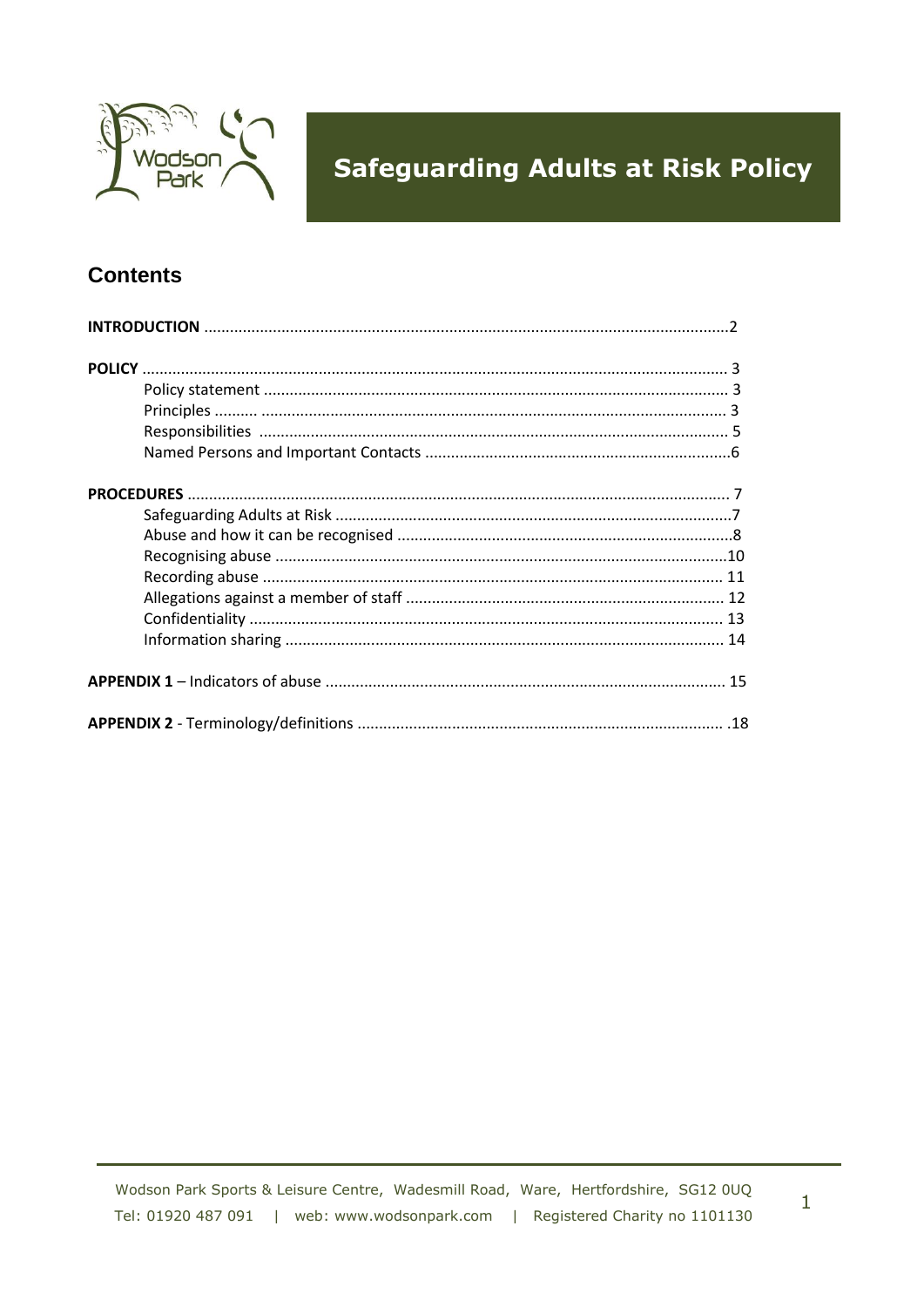# Safeguarding Adults at Risk Policy

## Contents

**INTRODUCTION** ........................................................................................................2

**POLICY** ...................................................................................................................... 3
- Policy statement ............................................................................................ 3
- Principles .......... ........................................................................................... 3
- Responsibilities ............................................................................................ 5
- Named Persons and Important Contacts .......................................................................6

**PROCEDURES** ............................................................................................................. 7
- Safeguarding Adults at Risk ............................................................................................7
- Abuse and how it can be recognised .............................................................................8
- Recognising abuse ........................................................................................................10
- Recording abuse .......................................................................................................... 11
- Allegations against a member of staff ......................................................................... 12
- Confidentiality ............................................................................................................. 13
- Information sharing ..................................................................................................... 14

**APPENDIX 1** – Indicators of abuse ............................................................................... 15

**APPENDIX 2** - Terminology/definitions .................................................................................... .18

Wodson Park Sports & Leisure Centre, Wadesmill Road, Ware, Hertfordshire, SG12 0UQ
Tel: 01920 487 091 | web: www.wodsonpark.com | Registered Charity no 1101130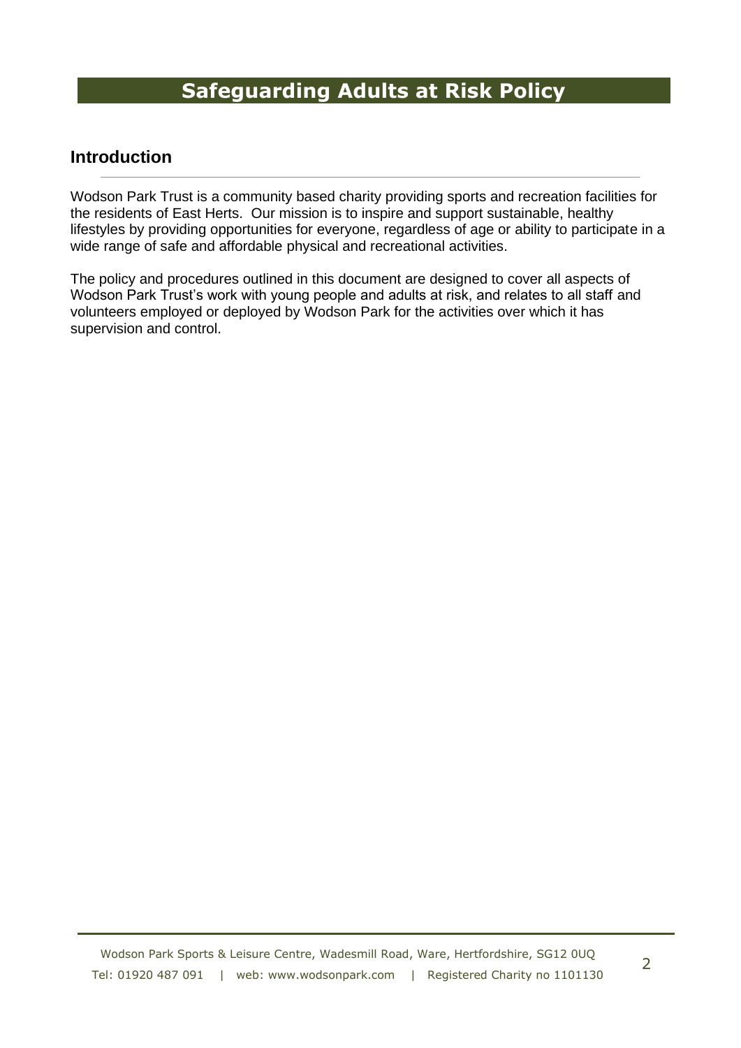# Safeguarding Adults at Risk Policy

## Introduction

Wodson Park Trust is a community based charity providing sports and recreation facilities for the residents of East Herts. Our mission is to inspire and support sustainable, healthy lifestyles by providing opportunities for everyone, regardless of age or ability to participate in a wide range of safe and affordable physical and recreational activities.

The policy and procedures outlined in this document are designed to cover all aspects of Wodson Park Trust's work with young people and adults at risk, and relates to all staff and volunteers employed or deployed by Wodson Park for the activities over which it has supervision and control.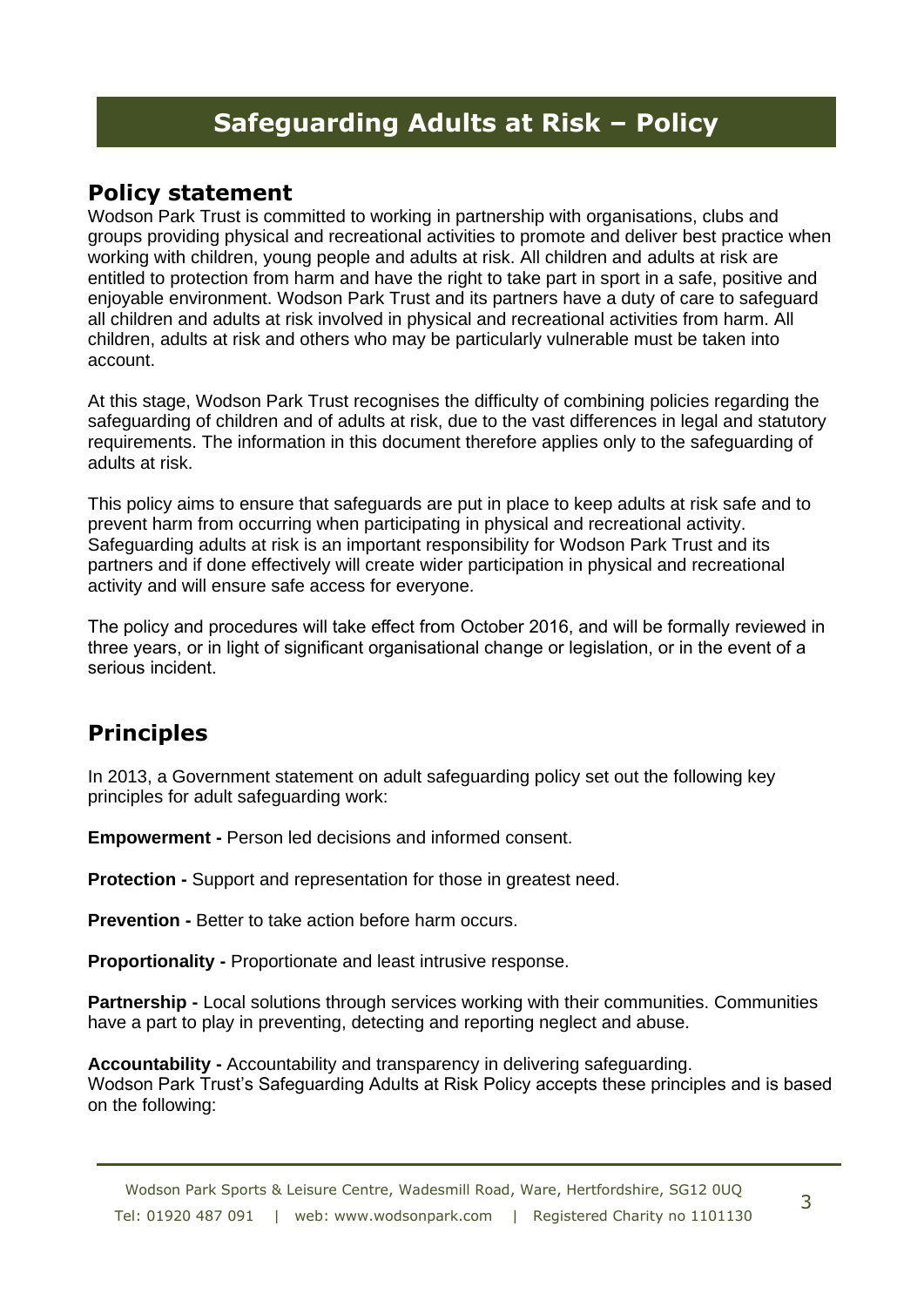# Safeguarding Adults at Risk – Policy

## Policy statement

Wodson Park Trust is committed to working in partnership with organisations, clubs and groups providing physical and recreational activities to promote and deliver best practice when working with children, young people and adults at risk. All children and adults at risk are entitled to protection from harm and have the right to take part in sport in a safe, positive and enjoyable environment. Wodson Park Trust and its partners have a duty of care to safeguard all children and adults at risk involved in physical and recreational activities from harm. All children, adults at risk and others who may be particularly vulnerable must be taken into account.

At this stage, Wodson Park Trust recognises the difficulty of combining policies regarding the safeguarding of children and of adults at risk, due to the vast differences in legal and statutory requirements. The information in this document therefore applies only to the safeguarding of adults at risk.

This policy aims to ensure that safeguards are put in place to keep adults at risk safe and to prevent harm from occurring when participating in physical and recreational activity. Safeguarding adults at risk is an important responsibility for Wodson Park Trust and its partners and if done effectively will create wider participation in physical and recreational activity and will ensure safe access for everyone.

The policy and procedures will take effect from October 2016, and will be formally reviewed in three years, or in light of significant organisational change or legislation, or in the event of a serious incident.

## Principles

In 2013, a Government statement on adult safeguarding policy set out the following key principles for adult safeguarding work:

**Empowerment -** Person led decisions and informed consent.

**Protection -** Support and representation for those in greatest need.

**Prevention -** Better to take action before harm occurs.

**Proportionality -** Proportionate and least intrusive response.

**Partnership -** Local solutions through services working with their communities. Communities have a part to play in preventing, detecting and reporting neglect and abuse.

**Accountability -** Accountability and transparency in delivering safeguarding.
Wodson Park Trust's Safeguarding Adults at Risk Policy accepts these principles and is based on the following: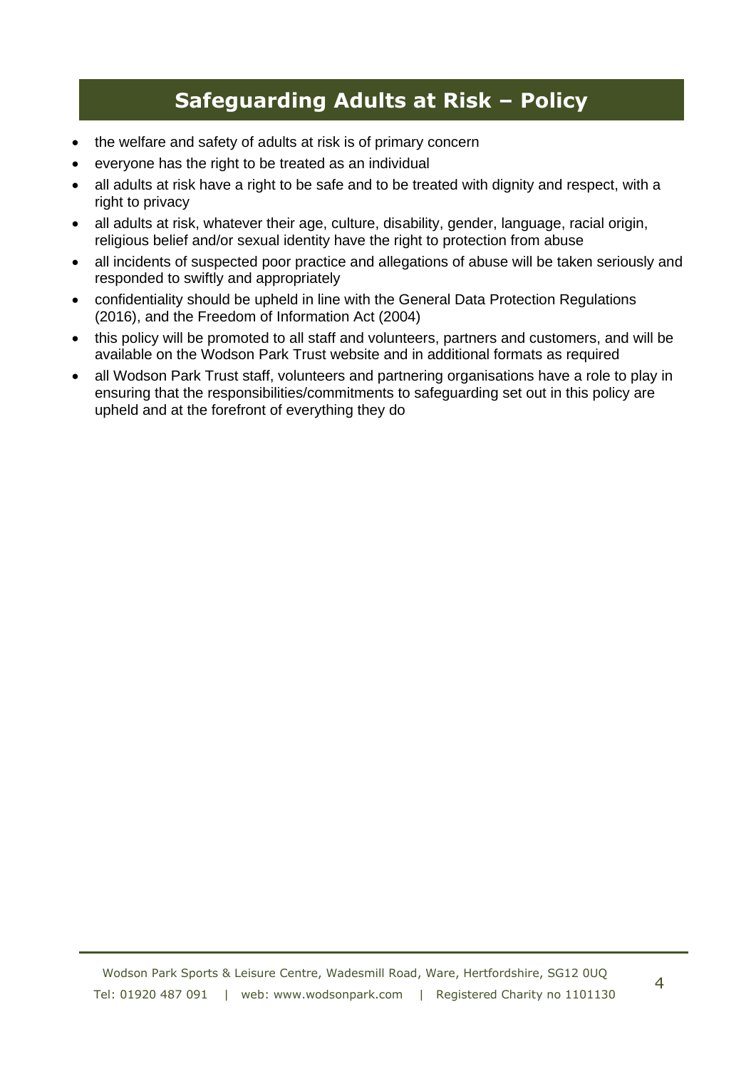## Safeguarding Adults at Risk – Policy

- the welfare and safety of adults at risk is of primary concern
- everyone has the right to be treated as an individual
- all adults at risk have a right to be safe and to be treated with dignity and respect, with a right to privacy
- all adults at risk, whatever their age, culture, disability, gender, language, racial origin, religious belief and/or sexual identity have the right to protection from abuse
- all incidents of suspected poor practice and allegations of abuse will be taken seriously and responded to swiftly and appropriately
- confidentiality should be upheld in line with the General Data Protection Regulations (2016), and the Freedom of Information Act (2004)
- this policy will be promoted to all staff and volunteers, partners and customers, and will be available on the Wodson Park Trust website and in additional formats as required
- all Wodson Park Trust staff, volunteers and partnering organisations have a role to play in ensuring that the responsibilities/commitments to safeguarding set out in this policy are upheld and at the forefront of everything they do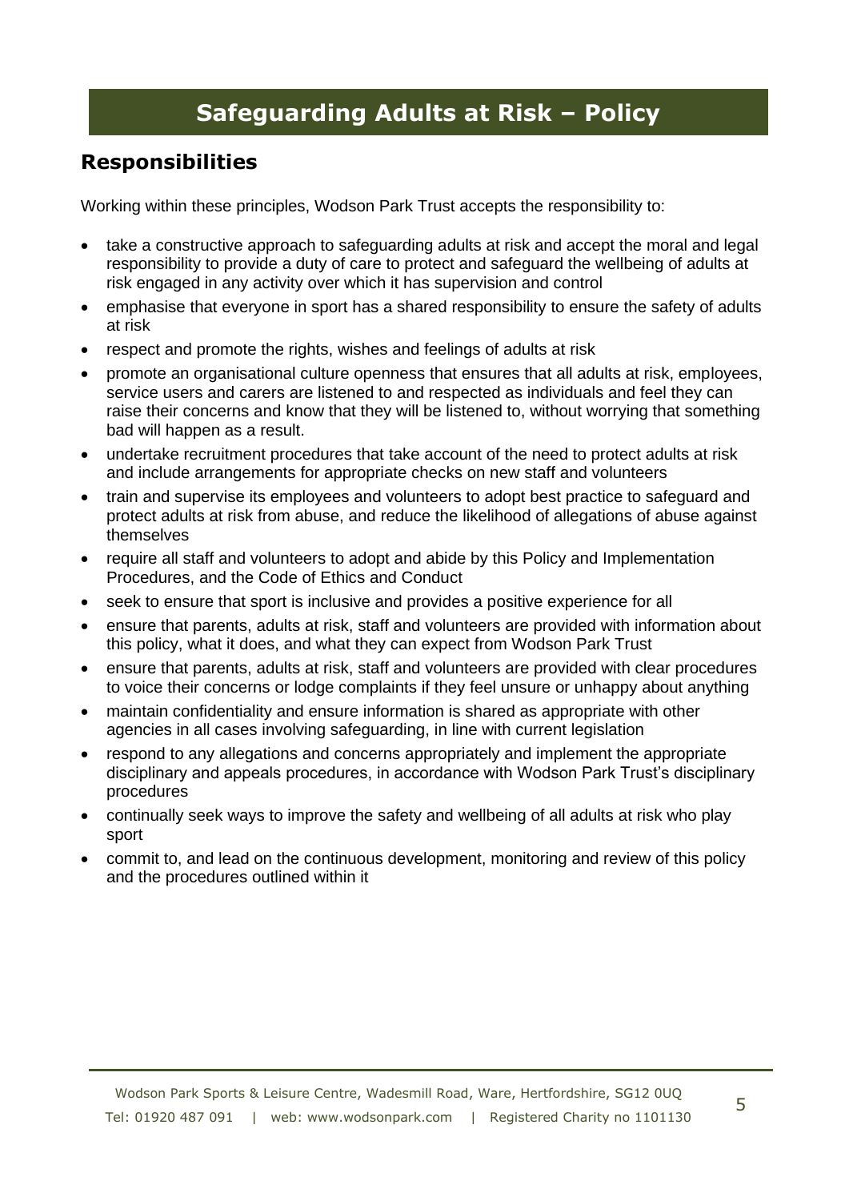# Safeguarding Adults at Risk – Policy

## Responsibilities

Working within these principles, Wodson Park Trust accepts the responsibility to:

- take a constructive approach to safeguarding adults at risk and accept the moral and legal responsibility to provide a duty of care to protect and safeguard the wellbeing of adults at risk engaged in any activity over which it has supervision and control
- emphasise that everyone in sport has a shared responsibility to ensure the safety of adults at risk
- respect and promote the rights, wishes and feelings of adults at risk
- promote an organisational culture openness that ensures that all adults at risk, employees, service users and carers are listened to and respected as individuals and feel they can raise their concerns and know that they will be listened to, without worrying that something bad will happen as a result.
- undertake recruitment procedures that take account of the need to protect adults at risk and include arrangements for appropriate checks on new staff and volunteers
- train and supervise its employees and volunteers to adopt best practice to safeguard and protect adults at risk from abuse, and reduce the likelihood of allegations of abuse against themselves
- require all staff and volunteers to adopt and abide by this Policy and Implementation Procedures, and the Code of Ethics and Conduct
- seek to ensure that sport is inclusive and provides a positive experience for all
- ensure that parents, adults at risk, staff and volunteers are provided with information about this policy, what it does, and what they can expect from Wodson Park Trust
- ensure that parents, adults at risk, staff and volunteers are provided with clear procedures to voice their concerns or lodge complaints if they feel unsure or unhappy about anything
- maintain confidentiality and ensure information is shared as appropriate with other agencies in all cases involving safeguarding, in line with current legislation
- respond to any allegations and concerns appropriately and implement the appropriate disciplinary and appeals procedures, in accordance with Wodson Park Trust's disciplinary procedures
- continually seek ways to improve the safety and wellbeing of all adults at risk who play sport
- commit to, and lead on the continuous development, monitoring and review of this policy and the procedures outlined within it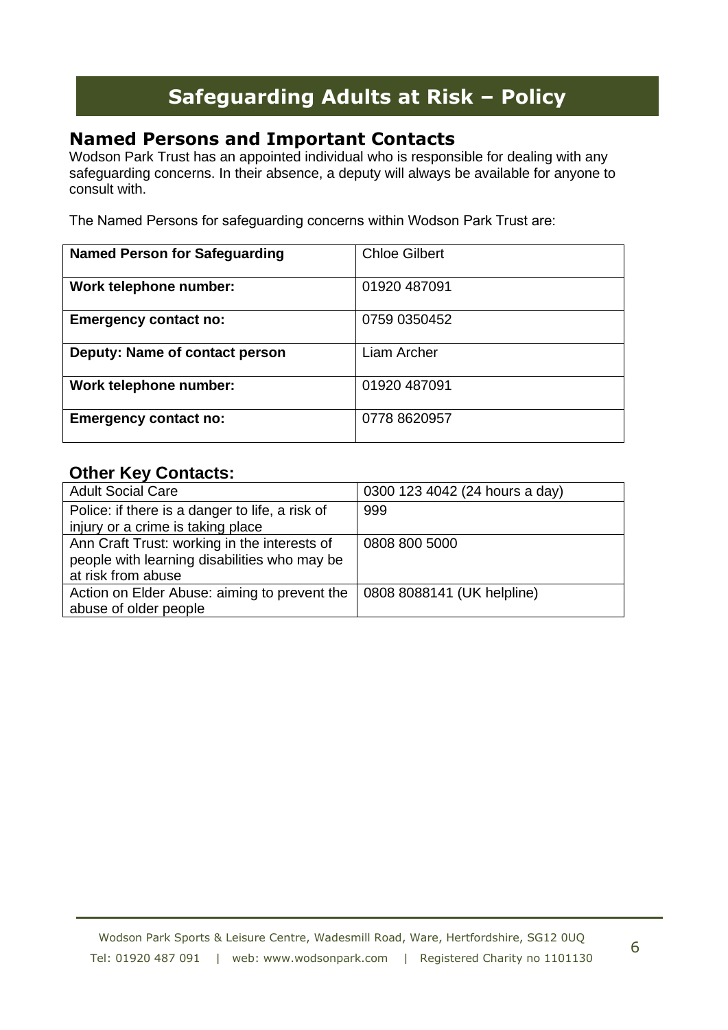# Safeguarding Adults at Risk – Policy

## Named Persons and Important Contacts

Wodson Park Trust has an appointed individual who is responsible for dealing with any safeguarding concerns. In their absence, a deputy will always be available for anyone to consult with.

The Named Persons for safeguarding concerns within Wodson Park Trust are:

| **Named Person for Safeguarding** | Chloe Gilbert |
|---|---|
| **Work telephone number:** | 01920 487091 |
| **Emergency contact no:** | 0759 0350452 |
| **Deputy: Name of contact person** | Liam Archer |
| **Work telephone number:** | 01920 487091 |
| **Emergency contact no:** | 0778 8620957 |

### Other Key Contacts:

| Adult Social Care | 0300 123 4042 (24 hours a day) |
|---|---|
| Police: if there is a danger to life, a risk of injury or a crime is taking place | 999 |
| Ann Craft Trust: working in the interests of people with learning disabilities who may be at risk from abuse | 0808 800 5000 |
| Action on Elder Abuse: aiming to prevent the abuse of older people | 0808 8088141 (UK helpline) |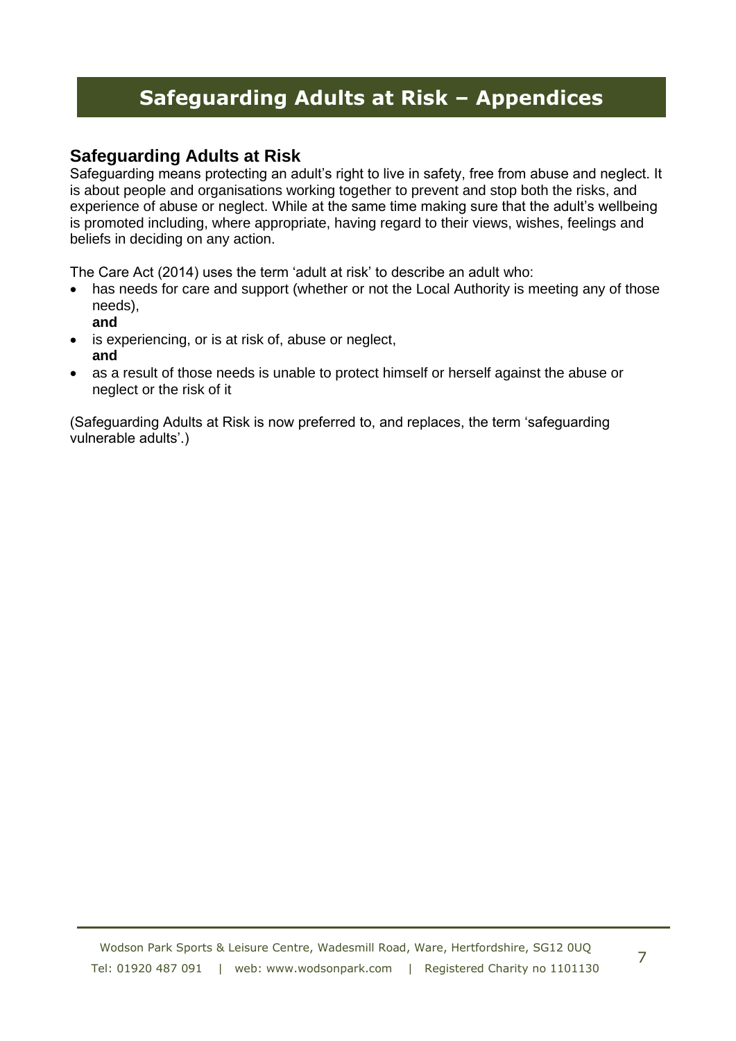# Safeguarding Adults at Risk – Appendices

## Safeguarding Adults at Risk

Safeguarding means protecting an adult's right to live in safety, free from abuse and neglect. It is about people and organisations working together to prevent and stop both the risks, and experience of abuse or neglect. While at the same time making sure that the adult's wellbeing is promoted including, where appropriate, having regard to their views, wishes, feelings and beliefs in deciding on any action.

The Care Act (2014) uses the term 'adult at risk' to describe an adult who:

- has needs for care and support (whether or not the Local Authority is meeting any of those needs),
  **and**
- is experiencing, or is at risk of, abuse or neglect,
  **and**
- as a result of those needs is unable to protect himself or herself against the abuse or neglect or the risk of it

(Safeguarding Adults at Risk is now preferred to, and replaces, the term 'safeguarding vulnerable adults'.)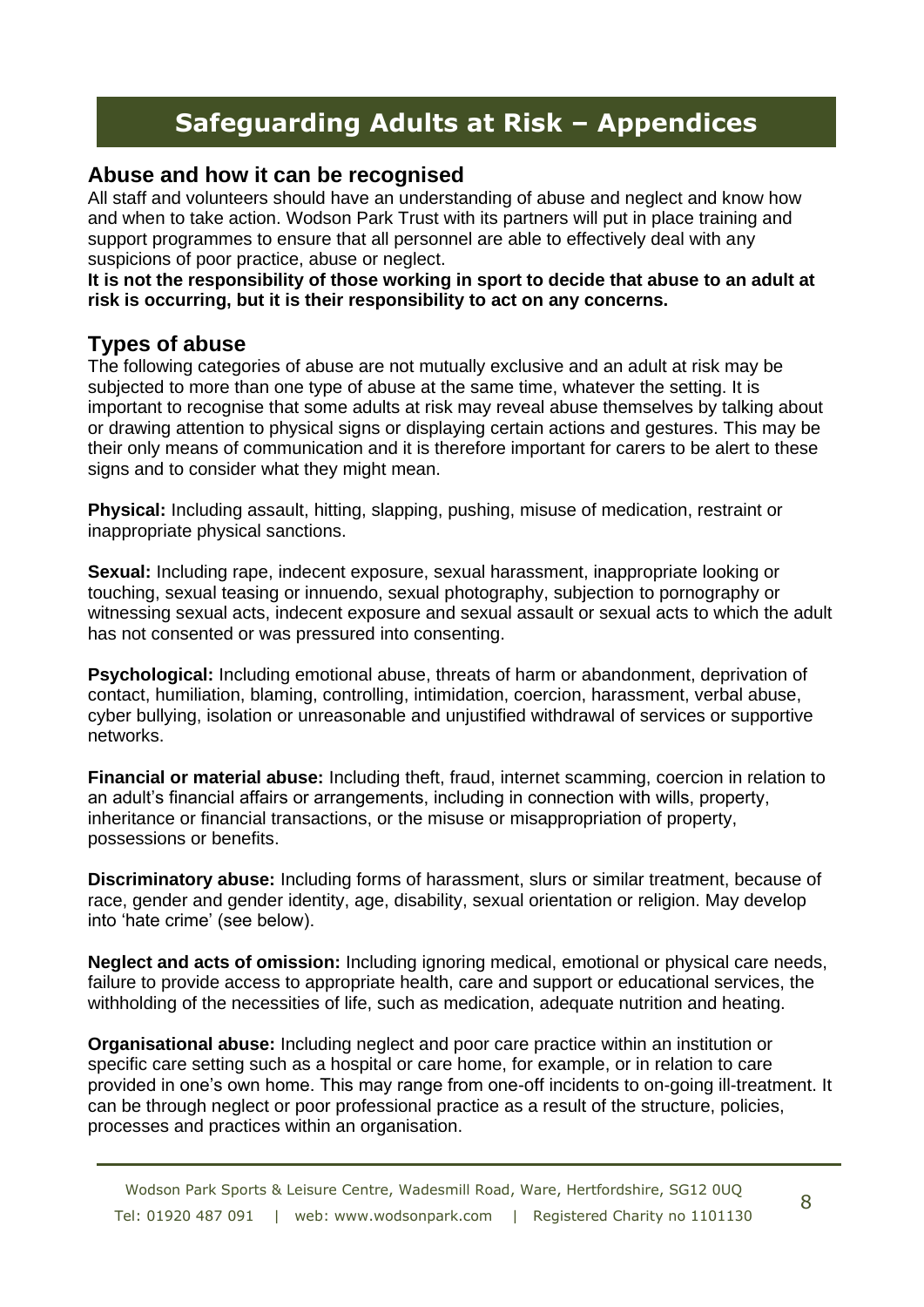# Safeguarding Adults at Risk – Appendices

## Abuse and how it can be recognised

All staff and volunteers should have an understanding of abuse and neglect and know how and when to take action. Wodson Park Trust with its partners will put in place training and support programmes to ensure that all personnel are able to effectively deal with any suspicions of poor practice, abuse or neglect.

**It is not the responsibility of those working in sport to decide that abuse to an adult at risk is occurring, but it is their responsibility to act on any concerns.**

## Types of abuse

The following categories of abuse are not mutually exclusive and an adult at risk may be subjected to more than one type of abuse at the same time, whatever the setting. It is important to recognise that some adults at risk may reveal abuse themselves by talking about or drawing attention to physical signs or displaying certain actions and gestures. This may be their only means of communication and it is therefore important for carers to be alert to these signs and to consider what they might mean.

**Physical:** Including assault, hitting, slapping, pushing, misuse of medication, restraint or inappropriate physical sanctions.

**Sexual:** Including rape, indecent exposure, sexual harassment, inappropriate looking or touching, sexual teasing or innuendo, sexual photography, subjection to pornography or witnessing sexual acts, indecent exposure and sexual assault or sexual acts to which the adult has not consented or was pressured into consenting.

**Psychological:** Including emotional abuse, threats of harm or abandonment, deprivation of contact, humiliation, blaming, controlling, intimidation, coercion, harassment, verbal abuse, cyber bullying, isolation or unreasonable and unjustified withdrawal of services or supportive networks.

**Financial or material abuse:** Including theft, fraud, internet scamming, coercion in relation to an adult's financial affairs or arrangements, including in connection with wills, property, inheritance or financial transactions, or the misuse or misappropriation of property, possessions or benefits.

**Discriminatory abuse:** Including forms of harassment, slurs or similar treatment, because of race, gender and gender identity, age, disability, sexual orientation or religion. May develop into 'hate crime' (see below).

**Neglect and acts of omission:** Including ignoring medical, emotional or physical care needs, failure to provide access to appropriate health, care and support or educational services, the withholding of the necessities of life, such as medication, adequate nutrition and heating.

**Organisational abuse:** Including neglect and poor care practice within an institution or specific care setting such as a hospital or care home, for example, or in relation to care provided in one's own home. This may range from one-off incidents to on-going ill-treatment. It can be through neglect or poor professional practice as a result of the structure, policies, processes and practices within an organisation.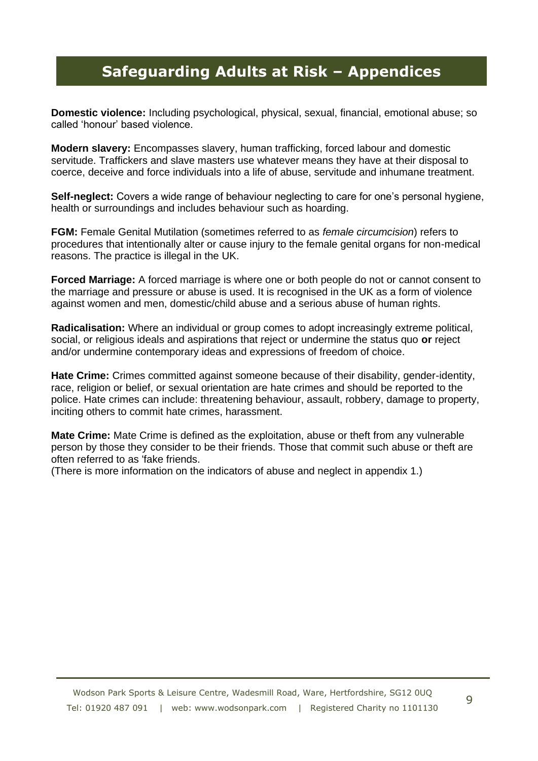# Safeguarding Adults at Risk – Appendices

**Domestic violence:** Including psychological, physical, sexual, financial, emotional abuse; so called 'honour' based violence.

**Modern slavery:** Encompasses slavery, human trafficking, forced labour and domestic servitude. Traffickers and slave masters use whatever means they have at their disposal to coerce, deceive and force individuals into a life of abuse, servitude and inhumane treatment.

**Self-neglect:** Covers a wide range of behaviour neglecting to care for one's personal hygiene, health or surroundings and includes behaviour such as hoarding.

**FGM:** Female Genital Mutilation (sometimes referred to as *female circumcision*) refers to procedures that intentionally alter or cause injury to the female genital organs for non-medical reasons. The practice is illegal in the UK.

**Forced Marriage:** A forced marriage is where one or both people do not or cannot consent to the marriage and pressure or abuse is used. It is recognised in the UK as a form of violence against women and men, domestic/child abuse and a serious abuse of human rights.

**Radicalisation:** Where an individual or group comes to adopt increasingly extreme political, social, or religious ideals and aspirations that reject or undermine the status quo **or** reject and/or undermine contemporary ideas and expressions of freedom of choice.

**Hate Crime:** Crimes committed against someone because of their disability, gender-identity, race, religion or belief, or sexual orientation are hate crimes and should be reported to the police. Hate crimes can include: threatening behaviour, assault, robbery, damage to property, inciting others to commit hate crimes, harassment.

**Mate Crime:** Mate Crime is defined as the exploitation, abuse or theft from any vulnerable person by those they consider to be their friends. Those that commit such abuse or theft are often referred to as 'fake friends.

(There is more information on the indicators of abuse and neglect in appendix 1.)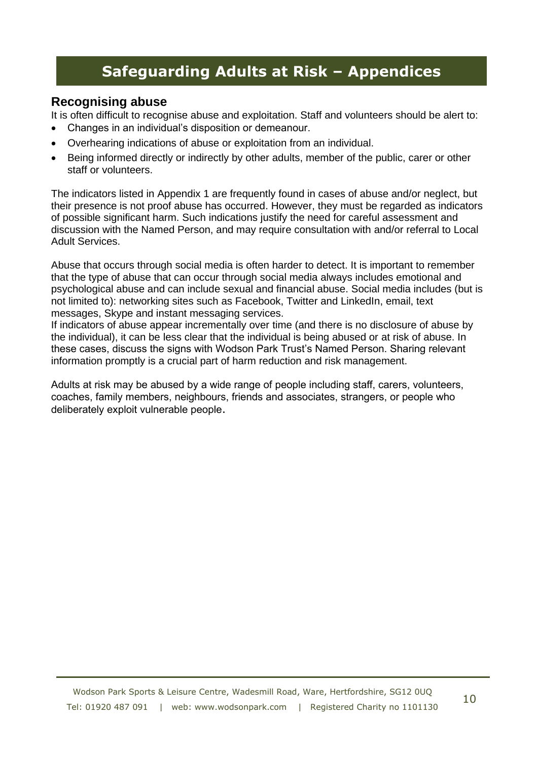# Safeguarding Adults at Risk – Appendices

## Recognising abuse

It is often difficult to recognise abuse and exploitation. Staff and volunteers should be alert to:

- Changes in an individual's disposition or demeanour.
- Overhearing indications of abuse or exploitation from an individual.
- Being informed directly or indirectly by other adults, member of the public, carer or other staff or volunteers.

The indicators listed in Appendix 1 are frequently found in cases of abuse and/or neglect, but their presence is not proof abuse has occurred. However, they must be regarded as indicators of possible significant harm. Such indications justify the need for careful assessment and discussion with the Named Person, and may require consultation with and/or referral to Local Adult Services.

Abuse that occurs through social media is often harder to detect. It is important to remember that the type of abuse that can occur through social media always includes emotional and psychological abuse and can include sexual and financial abuse. Social media includes (but is not limited to): networking sites such as Facebook, Twitter and LinkedIn, email, text messages, Skype and instant messaging services.

If indicators of abuse appear incrementally over time (and there is no disclosure of abuse by the individual), it can be less clear that the individual is being abused or at risk of abuse. In these cases, discuss the signs with Wodson Park Trust's Named Person. Sharing relevant information promptly is a crucial part of harm reduction and risk management.

Adults at risk may be abused by a wide range of people including staff, carers, volunteers, coaches, family members, neighbours, friends and associates, strangers, or people who deliberately exploit vulnerable people.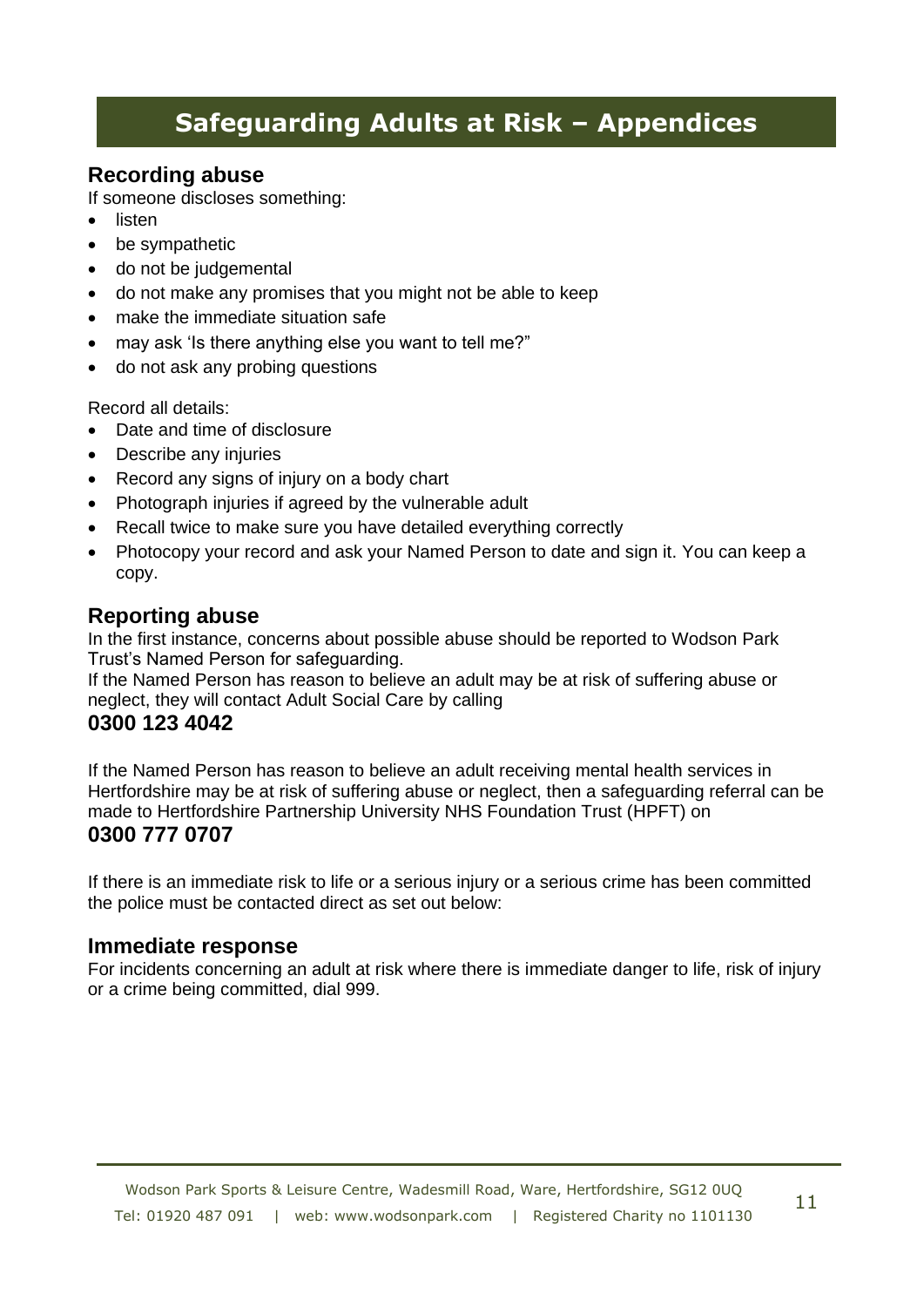# Safeguarding Adults at Risk – Appendices

## Recording abuse

If someone discloses something:

- listen
- be sympathetic
- do not be judgemental
- do not make any promises that you might not be able to keep
- make the immediate situation safe
- may ask 'Is there anything else you want to tell me?"
- do not ask any probing questions

Record all details:

- Date and time of disclosure
- Describe any injuries
- Record any signs of injury on a body chart
- Photograph injuries if agreed by the vulnerable adult
- Recall twice to make sure you have detailed everything correctly
- Photocopy your record and ask your Named Person to date and sign it. You can keep a copy.

## Reporting abuse

In the first instance, concerns about possible abuse should be reported to Wodson Park Trust's Named Person for safeguarding.

If the Named Person has reason to believe an adult may be at risk of suffering abuse or neglect, they will contact Adult Social Care by calling

**0300 123 4042**

If the Named Person has reason to believe an adult receiving mental health services in Hertfordshire may be at risk of suffering abuse or neglect, then a safeguarding referral can be made to Hertfordshire Partnership University NHS Foundation Trust (HPFT) on

**0300 777 0707**

If there is an immediate risk to life or a serious injury or a serious crime has been committed the police must be contacted direct as set out below:

## Immediate response

For incidents concerning an adult at risk where there is immediate danger to life, risk of injury or a crime being committed, dial 999.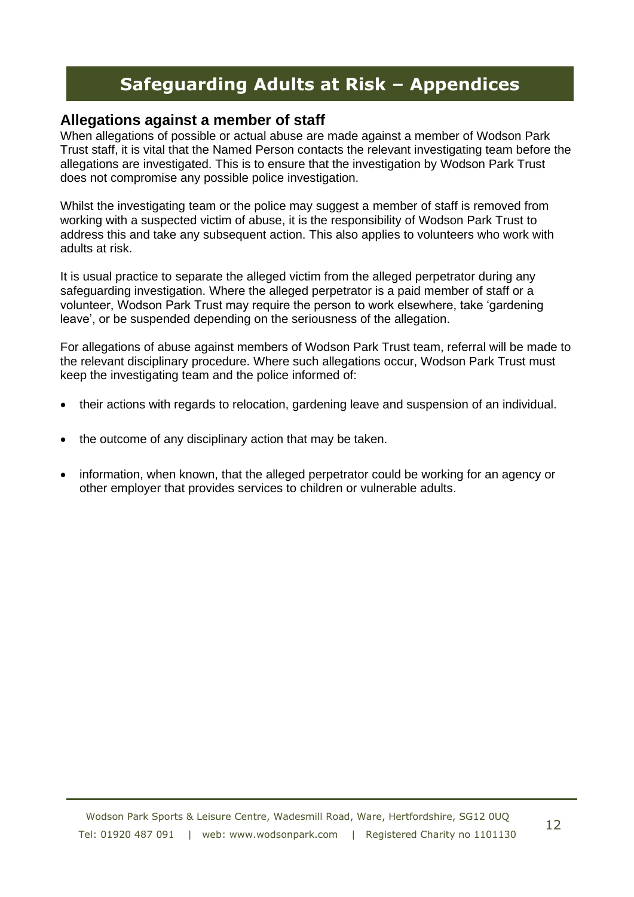# Safeguarding Adults at Risk – Appendices

## Allegations against a member of staff

When allegations of possible or actual abuse are made against a member of Wodson Park Trust staff, it is vital that the Named Person contacts the relevant investigating team before the allegations are investigated. This is to ensure that the investigation by Wodson Park Trust does not compromise any possible police investigation.

Whilst the investigating team or the police may suggest a member of staff is removed from working with a suspected victim of abuse, it is the responsibility of Wodson Park Trust to address this and take any subsequent action. This also applies to volunteers who work with adults at risk.

It is usual practice to separate the alleged victim from the alleged perpetrator during any safeguarding investigation. Where the alleged perpetrator is a paid member of staff or a volunteer, Wodson Park Trust may require the person to work elsewhere, take 'gardening leave', or be suspended depending on the seriousness of the allegation.

For allegations of abuse against members of Wodson Park Trust team, referral will be made to the relevant disciplinary procedure. Where such allegations occur, Wodson Park Trust must keep the investigating team and the police informed of:

- their actions with regards to relocation, gardening leave and suspension of an individual.
- the outcome of any disciplinary action that may be taken.
- information, when known, that the alleged perpetrator could be working for an agency or other employer that provides services to children or vulnerable adults.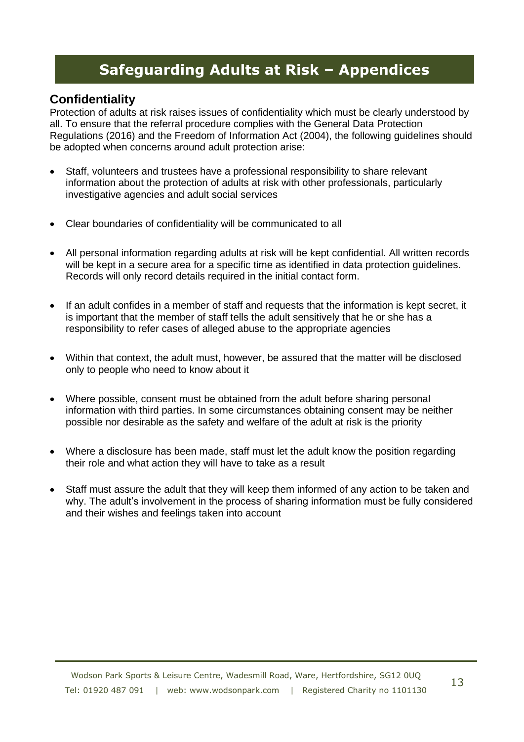# Safeguarding Adults at Risk – Appendices

## Confidentiality

Protection of adults at risk raises issues of confidentiality which must be clearly understood by all. To ensure that the referral procedure complies with the General Data Protection Regulations (2016) and the Freedom of Information Act (2004), the following guidelines should be adopted when concerns around adult protection arise:

- Staff, volunteers and trustees have a professional responsibility to share relevant information about the protection of adults at risk with other professionals, particularly investigative agencies and adult social services
- Clear boundaries of confidentiality will be communicated to all
- All personal information regarding adults at risk will be kept confidential. All written records will be kept in a secure area for a specific time as identified in data protection guidelines. Records will only record details required in the initial contact form.
- If an adult confides in a member of staff and requests that the information is kept secret, it is important that the member of staff tells the adult sensitively that he or she has a responsibility to refer cases of alleged abuse to the appropriate agencies
- Within that context, the adult must, however, be assured that the matter will be disclosed only to people who need to know about it
- Where possible, consent must be obtained from the adult before sharing personal information with third parties. In some circumstances obtaining consent may be neither possible nor desirable as the safety and welfare of the adult at risk is the priority
- Where a disclosure has been made, staff must let the adult know the position regarding their role and what action they will have to take as a result
- Staff must assure the adult that they will keep them informed of any action to be taken and why. The adult's involvement in the process of sharing information must be fully considered and their wishes and feelings taken into account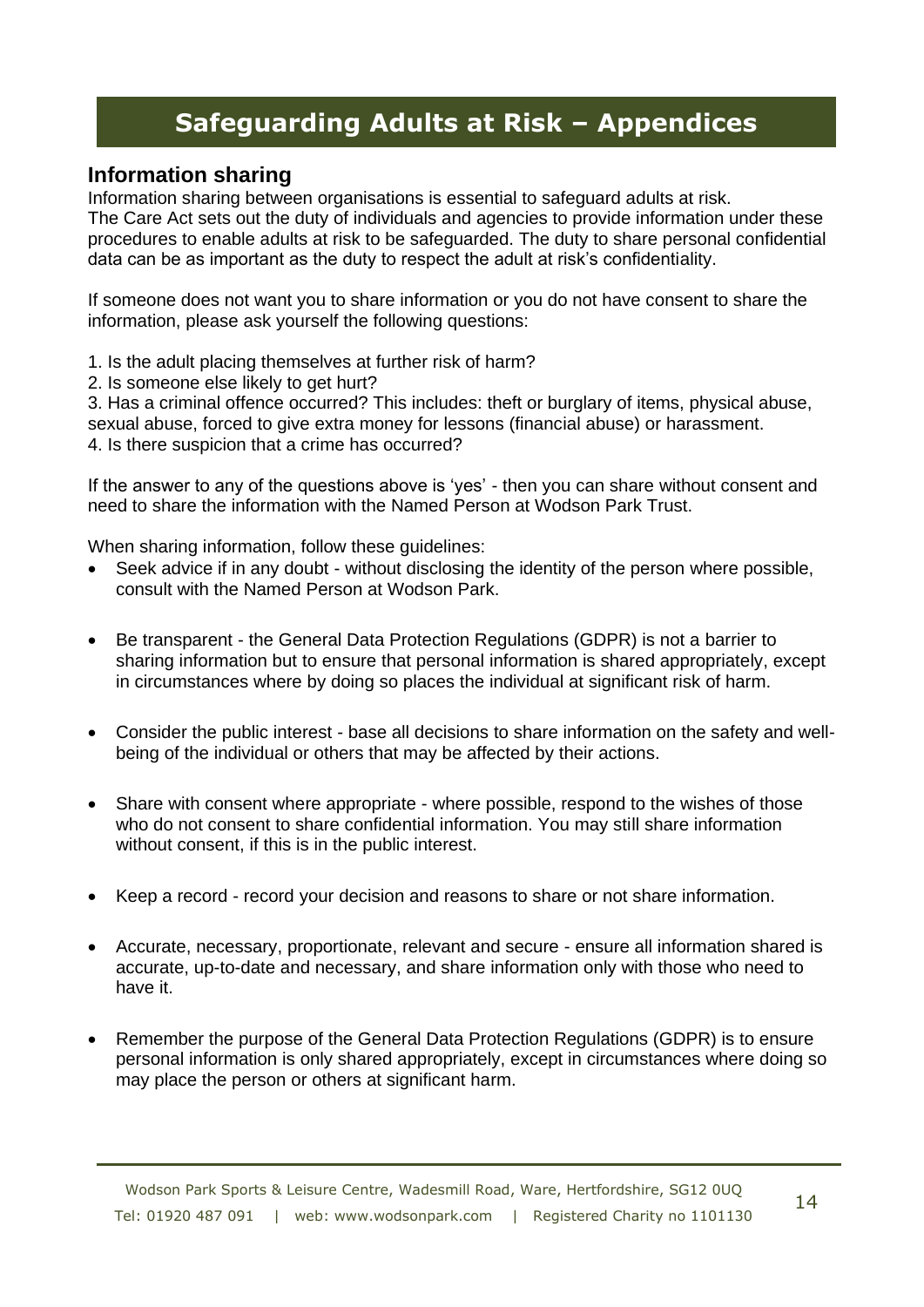# Safeguarding Adults at Risk – Appendices

## Information sharing

Information sharing between organisations is essential to safeguard adults at risk.
The Care Act sets out the duty of individuals and agencies to provide information under these procedures to enable adults at risk to be safeguarded. The duty to share personal confidential data can be as important as the duty to respect the adult at risk's confidentiality.

If someone does not want you to share information or you do not have consent to share the information, please ask yourself the following questions:

1. Is the adult placing themselves at further risk of harm?
2. Is someone else likely to get hurt?
3. Has a criminal offence occurred? This includes: theft or burglary of items, physical abuse, sexual abuse, forced to give extra money for lessons (financial abuse) or harassment.
4. Is there suspicion that a crime has occurred?

If the answer to any of the questions above is 'yes' - then you can share without consent and need to share the information with the Named Person at Wodson Park Trust.

When sharing information, follow these guidelines:

- Seek advice if in any doubt - without disclosing the identity of the person where possible, consult with the Named Person at Wodson Park.
- Be transparent - the General Data Protection Regulations (GDPR) is not a barrier to sharing information but to ensure that personal information is shared appropriately, except in circumstances where by doing so places the individual at significant risk of harm.
- Consider the public interest - base all decisions to share information on the safety and well-being of the individual or others that may be affected by their actions.
- Share with consent where appropriate - where possible, respond to the wishes of those who do not consent to share confidential information. You may still share information without consent, if this is in the public interest.
- Keep a record - record your decision and reasons to share or not share information.
- Accurate, necessary, proportionate, relevant and secure - ensure all information shared is accurate, up-to-date and necessary, and share information only with those who need to have it.
- Remember the purpose of the General Data Protection Regulations (GDPR) is to ensure personal information is only shared appropriately, except in circumstances where doing so may place the person or others at significant harm.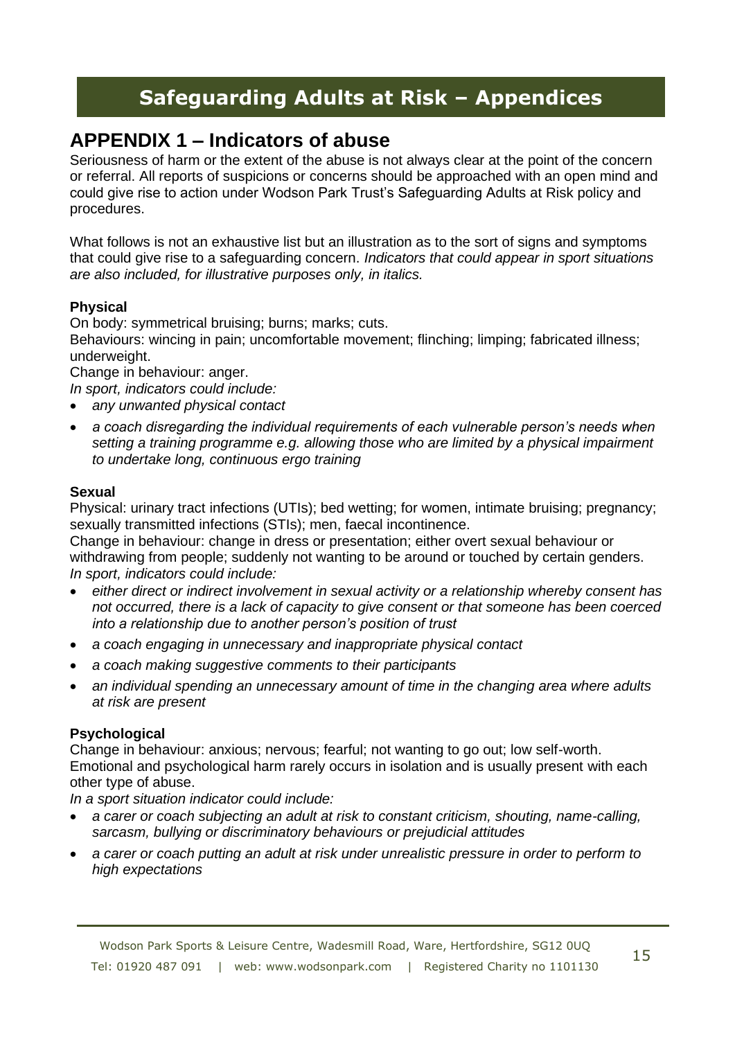# Safeguarding Adults at Risk – Appendices

## APPENDIX 1 – Indicators of abuse

Seriousness of harm or the extent of the abuse is not always clear at the point of the concern or referral. All reports of suspicions or concerns should be approached with an open mind and could give rise to action under Wodson Park Trust's Safeguarding Adults at Risk policy and procedures.

What follows is not an exhaustive list but an illustration as to the sort of signs and symptoms that could give rise to a safeguarding concern. *Indicators that could appear in sport situations are also included, for illustrative purposes only, in italics.*

**Physical**

On body: symmetrical bruising; burns; marks; cuts.
Behaviours: wincing in pain; uncomfortable movement; flinching; limping; fabricated illness; underweight.
Change in behaviour: anger.
*In sport, indicators could include:*

- *any unwanted physical contact*
- *a coach disregarding the individual requirements of each vulnerable person's needs when setting a training programme e.g. allowing those who are limited by a physical impairment to undertake long, continuous ergo training*

**Sexual**

Physical: urinary tract infections (UTIs); bed wetting; for women, intimate bruising; pregnancy; sexually transmitted infections (STIs); men, faecal incontinence.
Change in behaviour: change in dress or presentation; either overt sexual behaviour or withdrawing from people; suddenly not wanting to be around or touched by certain genders.
*In sport, indicators could include:*

- *either direct or indirect involvement in sexual activity or a relationship whereby consent has not occurred, there is a lack of capacity to give consent or that someone has been coerced into a relationship due to another person's position of trust*
- *a coach engaging in unnecessary and inappropriate physical contact*
- *a coach making suggestive comments to their participants*
- *an individual spending an unnecessary amount of time in the changing area where adults at risk are present*

**Psychological**

Change in behaviour: anxious; nervous; fearful; not wanting to go out; low self-worth.
Emotional and psychological harm rarely occurs in isolation and is usually present with each other type of abuse.
*In a sport situation indicator could include:*

- *a carer or coach subjecting an adult at risk to constant criticism, shouting, name-calling, sarcasm, bullying or discriminatory behaviours or prejudicial attitudes*
- *a carer or coach putting an adult at risk under unrealistic pressure in order to perform to high expectations*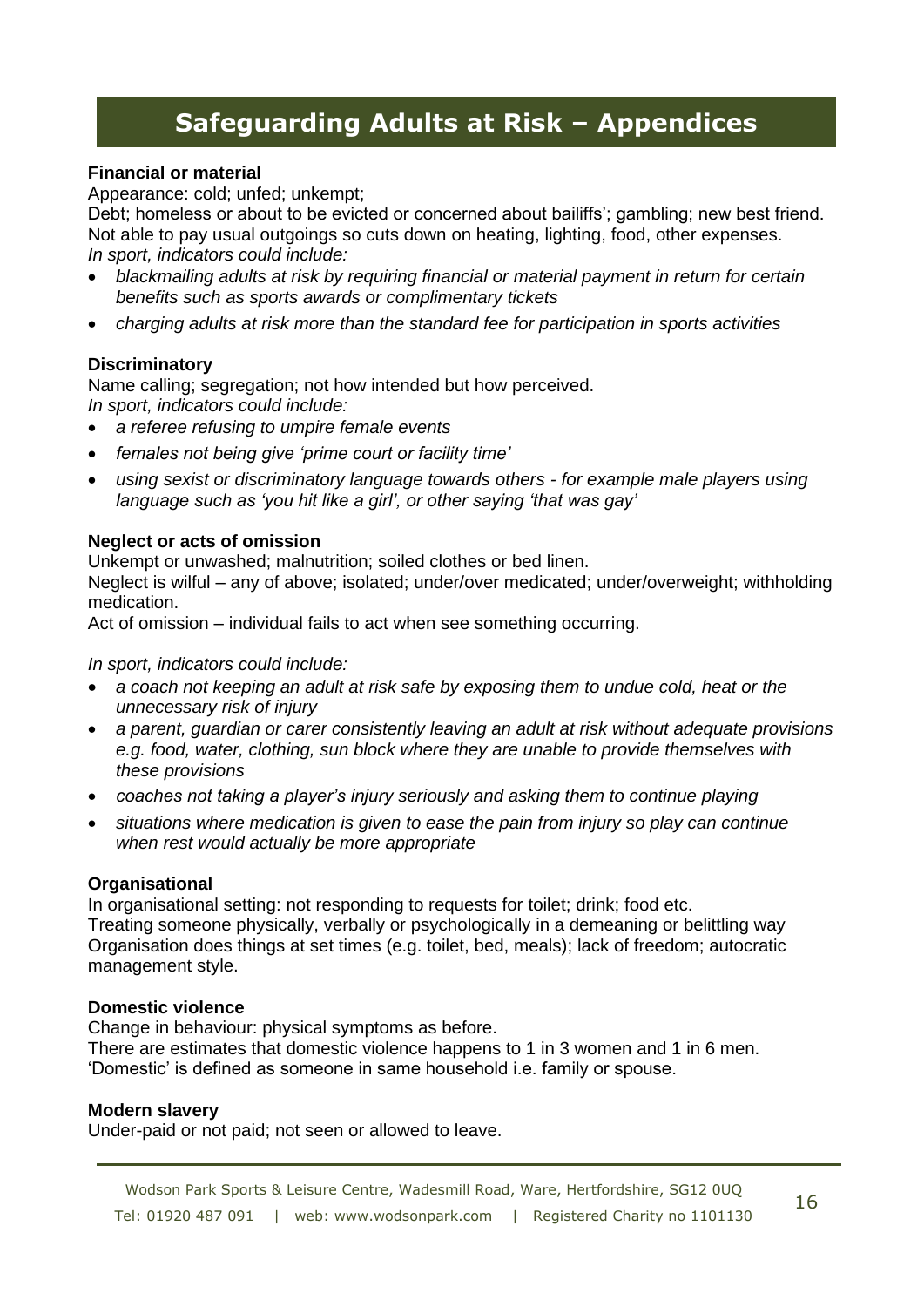# Safeguarding Adults at Risk – Appendices

**Financial or material**

Appearance: cold; unfed; unkempt;
Debt; homeless or about to be evicted or concerned about bailiffs'; gambling; new best friend.
Not able to pay usual outgoings so cuts down on heating, lighting, food, other expenses.
*In sport, indicators could include:*

- *blackmailing adults at risk by requiring financial or material payment in return for certain benefits such as sports awards or complimentary tickets*
- *charging adults at risk more than the standard fee for participation in sports activities*

**Discriminatory**

Name calling; segregation; not how intended but how perceived.
*In sport, indicators could include:*

- *a referee refusing to umpire female events*
- *females not being give 'prime court or facility time'*
- *using sexist or discriminatory language towards others - for example male players using language such as 'you hit like a girl', or other saying 'that was gay'*

**Neglect or acts of omission**

Unkempt or unwashed; malnutrition; soiled clothes or bed linen.
Neglect is wilful – any of above; isolated; under/over medicated; under/overweight; withholding medication.
Act of omission – individual fails to act when see something occurring.

*In sport, indicators could include:*

- *a coach not keeping an adult at risk safe by exposing them to undue cold, heat or the unnecessary risk of injury*
- *a parent, guardian or carer consistently leaving an adult at risk without adequate provisions e.g. food, water, clothing, sun block where they are unable to provide themselves with these provisions*
- *coaches not taking a player's injury seriously and asking them to continue playing*
- *situations where medication is given to ease the pain from injury so play can continue when rest would actually be more appropriate*

**Organisational**

In organisational setting: not responding to requests for toilet; drink; food etc.
Treating someone physically, verbally or psychologically in a demeaning or belittling way
Organisation does things at set times (e.g. toilet, bed, meals); lack of freedom; autocratic management style.

**Domestic violence**

Change in behaviour: physical symptoms as before.
There are estimates that domestic violence happens to 1 in 3 women and 1 in 6 men.
'Domestic' is defined as someone in same household i.e. family or spouse.

**Modern slavery**

Under-paid or not paid; not seen or allowed to leave.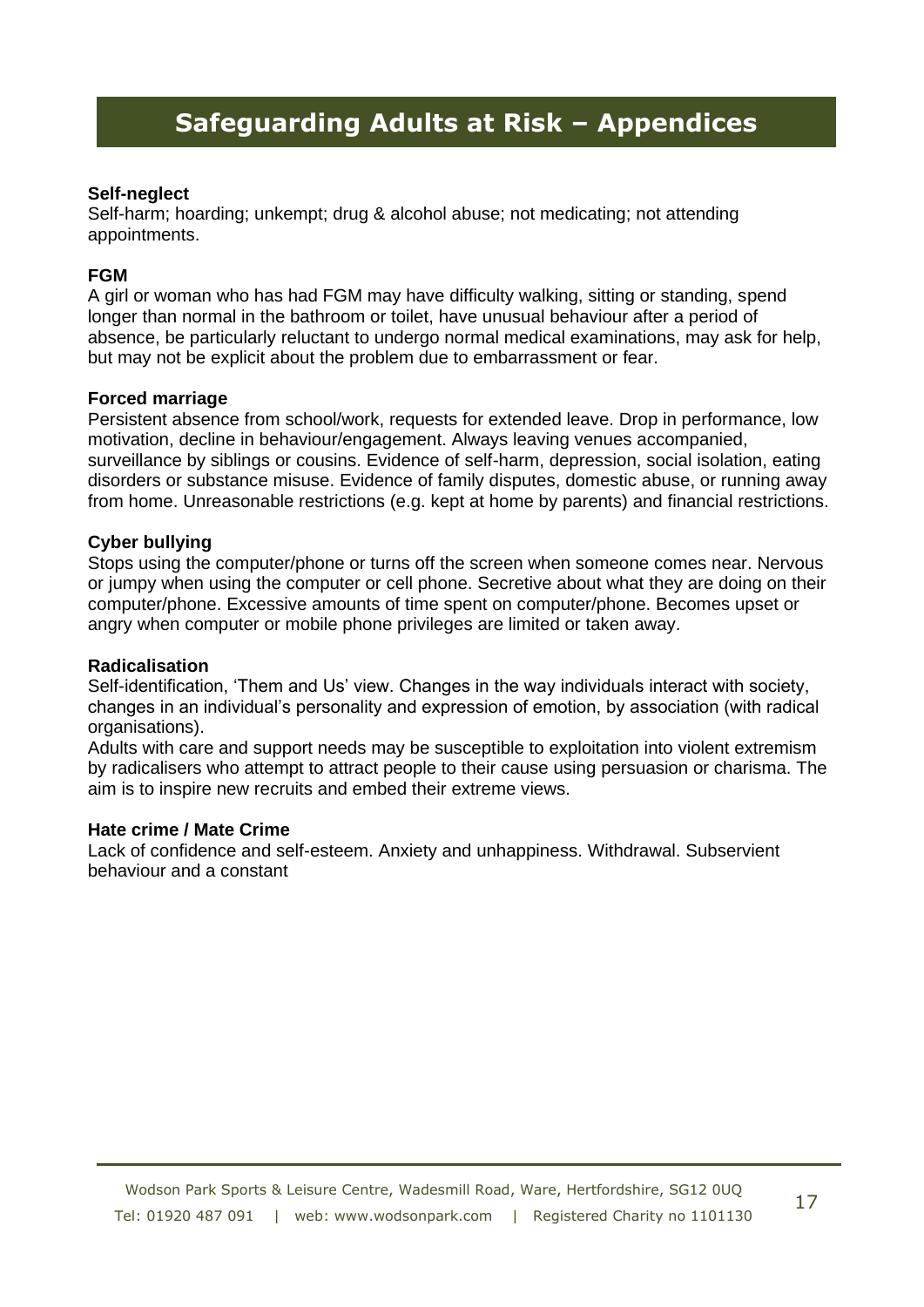# Safeguarding Adults at Risk – Appendices

**Self-neglect**
Self-harm; hoarding; unkempt; drug & alcohol abuse; not medicating; not attending appointments.

**FGM**
A girl or woman who has had FGM may have difficulty walking, sitting or standing, spend longer than normal in the bathroom or toilet, have unusual behaviour after a period of absence, be particularly reluctant to undergo normal medical examinations, may ask for help, but may not be explicit about the problem due to embarrassment or fear.

**Forced marriage**
Persistent absence from school/work, requests for extended leave. Drop in performance, low motivation, decline in behaviour/engagement. Always leaving venues accompanied, surveillance by siblings or cousins. Evidence of self-harm, depression, social isolation, eating disorders or substance misuse. Evidence of family disputes, domestic abuse, or running away from home. Unreasonable restrictions (e.g. kept at home by parents) and financial restrictions.

**Cyber bullying**
Stops using the computer/phone or turns off the screen when someone comes near. Nervous or jumpy when using the computer or cell phone. Secretive about what they are doing on their computer/phone. Excessive amounts of time spent on computer/phone. Becomes upset or angry when computer or mobile phone privileges are limited or taken away.

**Radicalisation**
Self-identification, 'Them and Us' view. Changes in the way individuals interact with society, changes in an individual's personality and expression of emotion, by association (with radical organisations).
Adults with care and support needs may be susceptible to exploitation into violent extremism by radicalisers who attempt to attract people to their cause using persuasion or charisma. The aim is to inspire new recruits and embed their extreme views.

**Hate crime / Mate Crime**
Lack of confidence and self-esteem. Anxiety and unhappiness. Withdrawal. Subservient behaviour and a constant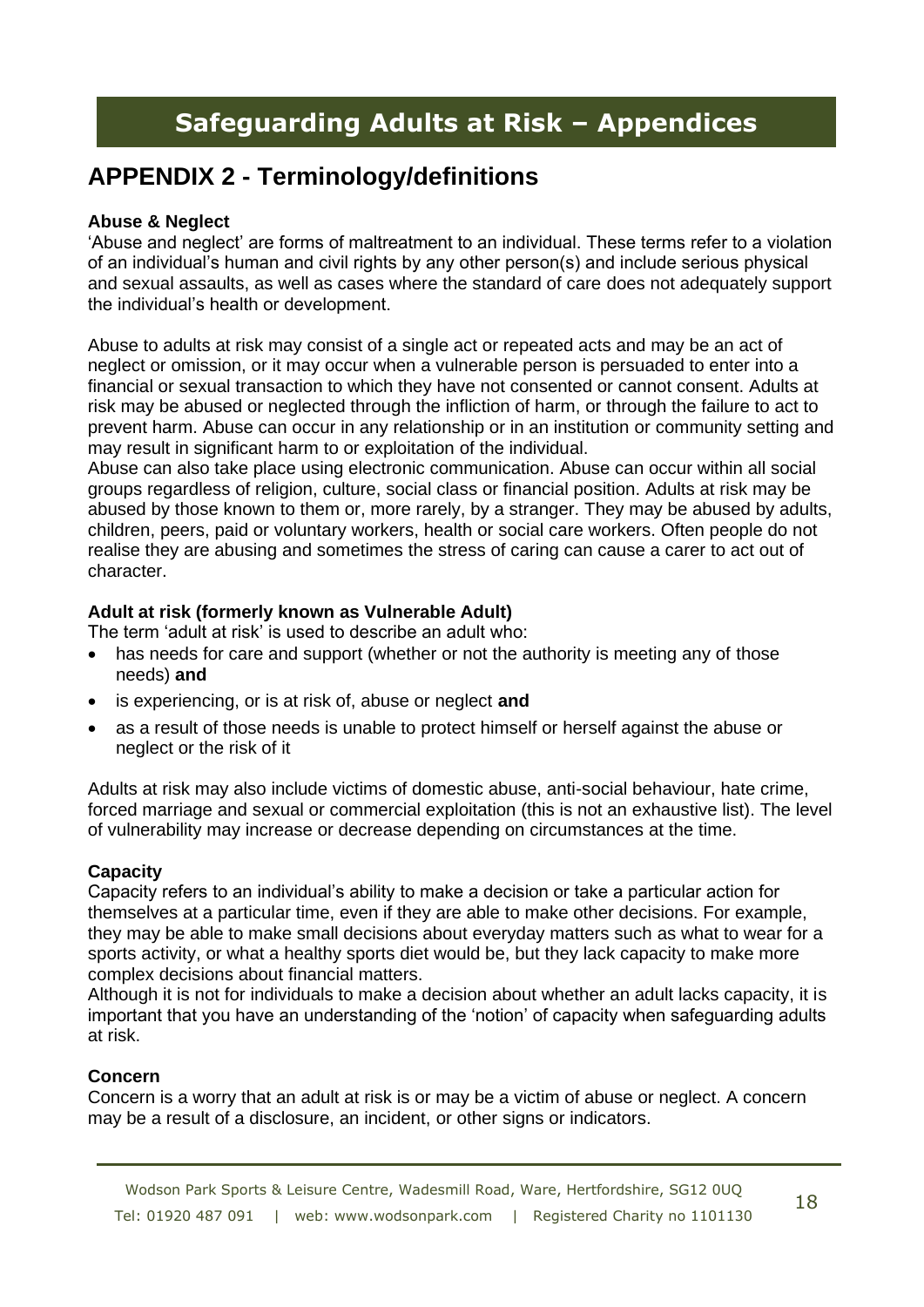# Safeguarding Adults at Risk – Appendices

## APPENDIX 2 - Terminology/definitions

**Abuse & Neglect**

'Abuse and neglect' are forms of maltreatment to an individual. These terms refer to a violation of an individual's human and civil rights by any other person(s) and include serious physical and sexual assaults, as well as cases where the standard of care does not adequately support the individual's health or development.

Abuse to adults at risk may consist of a single act or repeated acts and may be an act of neglect or omission, or it may occur when a vulnerable person is persuaded to enter into a financial or sexual transaction to which they have not consented or cannot consent. Adults at risk may be abused or neglected through the infliction of harm, or through the failure to act to prevent harm. Abuse can occur in any relationship or in an institution or community setting and may result in significant harm to or exploitation of the individual.

Abuse can also take place using electronic communication. Abuse can occur within all social groups regardless of religion, culture, social class or financial position. Adults at risk may be abused by those known to them or, more rarely, by a stranger. They may be abused by adults, children, peers, paid or voluntary workers, health or social care workers. Often people do not realise they are abusing and sometimes the stress of caring can cause a carer to act out of character.

**Adult at risk (formerly known as Vulnerable Adult)**

The term 'adult at risk' is used to describe an adult who:

- has needs for care and support (whether or not the authority is meeting any of those needs) **and**
- is experiencing, or is at risk of, abuse or neglect **and**
- as a result of those needs is unable to protect himself or herself against the abuse or neglect or the risk of it

Adults at risk may also include victims of domestic abuse, anti-social behaviour, hate crime, forced marriage and sexual or commercial exploitation (this is not an exhaustive list). The level of vulnerability may increase or decrease depending on circumstances at the time.

**Capacity**

Capacity refers to an individual's ability to make a decision or take a particular action for themselves at a particular time, even if they are able to make other decisions. For example, they may be able to make small decisions about everyday matters such as what to wear for a sports activity, or what a healthy sports diet would be, but they lack capacity to make more complex decisions about financial matters.

Although it is not for individuals to make a decision about whether an adult lacks capacity, it is important that you have an understanding of the 'notion' of capacity when safeguarding adults at risk.

**Concern**

Concern is a worry that an adult at risk is or may be a victim of abuse or neglect. A concern may be a result of a disclosure, an incident, or other signs or indicators.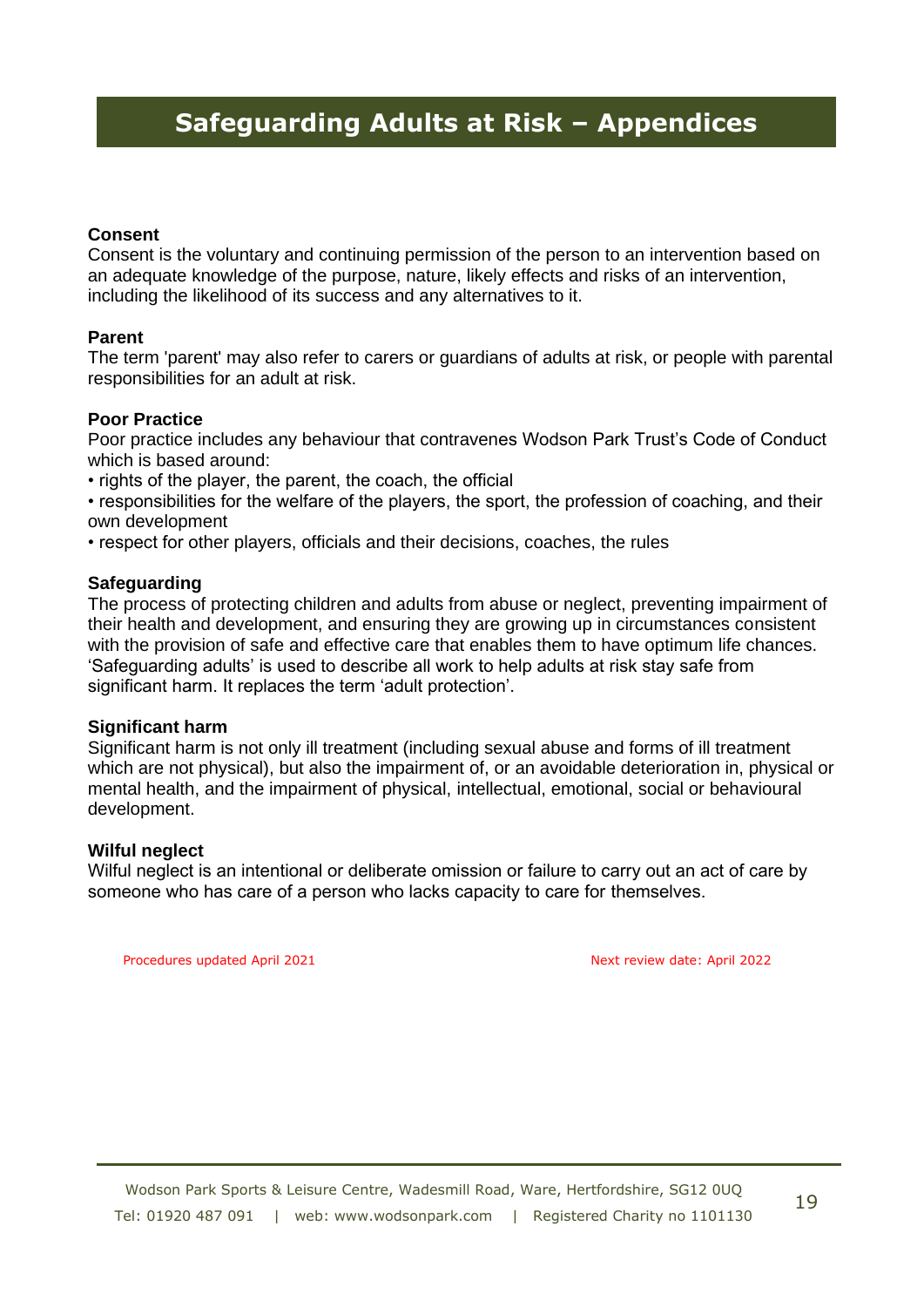# Safeguarding Adults at Risk – Appendices

**Consent**
Consent is the voluntary and continuing permission of the person to an intervention based on an adequate knowledge of the purpose, nature, likely effects and risks of an intervention, including the likelihood of its success and any alternatives to it.

**Parent**
The term 'parent' may also refer to carers or guardians of adults at risk, or people with parental responsibilities for an adult at risk.

**Poor Practice**
Poor practice includes any behaviour that contravenes Wodson Park Trust's Code of Conduct which is based around:

- rights of the player, the parent, the coach, the official
- responsibilities for the welfare of the players, the sport, the profession of coaching, and their own development
- respect for other players, officials and their decisions, coaches, the rules

**Safeguarding**
The process of protecting children and adults from abuse or neglect, preventing impairment of their health and development, and ensuring they are growing up in circumstances consistent with the provision of safe and effective care that enables them to have optimum life chances. 'Safeguarding adults' is used to describe all work to help adults at risk stay safe from significant harm. It replaces the term 'adult protection'.

**Significant harm**
Significant harm is not only ill treatment (including sexual abuse and forms of ill treatment which are not physical), but also the impairment of, or an avoidable deterioration in, physical or mental health, and the impairment of physical, intellectual, emotional, social or behavioural development.

**Wilful neglect**
Wilful neglect is an intentional or deliberate omission or failure to carry out an act of care by someone who has care of a person who lacks capacity to care for themselves.

Procedures updated April 2021 Next review date: April 2022